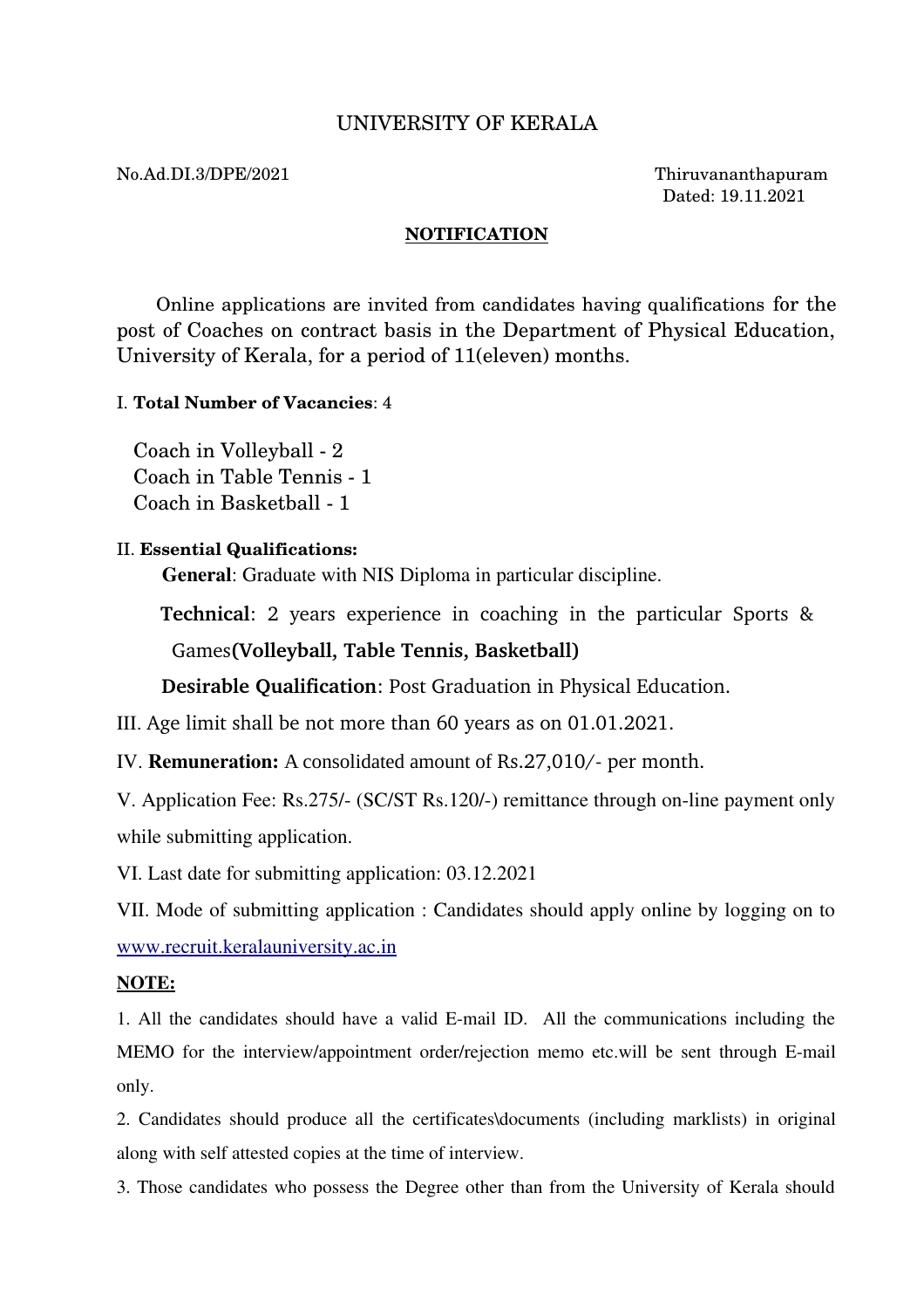# UNIVERSITY OF KERALA

No.Ad.DI.3/DPE/2021

Thiruvananthapuram
Dated: 19.11.2021

**NOTIFICATION**

Online applications are invited from candidates having qualifications for the post of Coaches on contract basis in the Department of Physical Education, University of Kerala, for a period of 11(eleven) months.

I. **Total Number of Vacancies**: 4

Coach in Volleyball - 2
Coach in Table Tennis - 1
Coach in Basketball - 1

II. **Essential Qualifications:**

**General**: Graduate with NIS Diploma in particular discipline.

**Technical**: 2 years experience in coaching in the particular Sports & Games**(Volleyball, Table Tennis, Basketball)**

**Desirable Qualification**: Post Graduation in Physical Education.

III. Age limit shall be not more than 60 years as on 01.01.2021.

IV. **Remuneration:** A consolidated amount of Rs.27,010/- per month.

V. Application Fee: Rs.275/- (SC/ST Rs.120/-) remittance through on-line payment only while submitting application.

VI. Last date for submitting application: 03.12.2021

VII. Mode of submitting application : Candidates should apply online by logging on to www.recruit.keralauniversity.ac.in

**NOTE:**

1. All the candidates should have a valid E-mail ID. All the communications including the MEMO for the interview/appointment order/rejection memo etc.will be sent through E-mail only.

2. Candidates should produce all the certificates\documents (including marklists) in original along with self attested copies at the time of interview.

3. Those candidates who possess the Degree other than from the University of Kerala should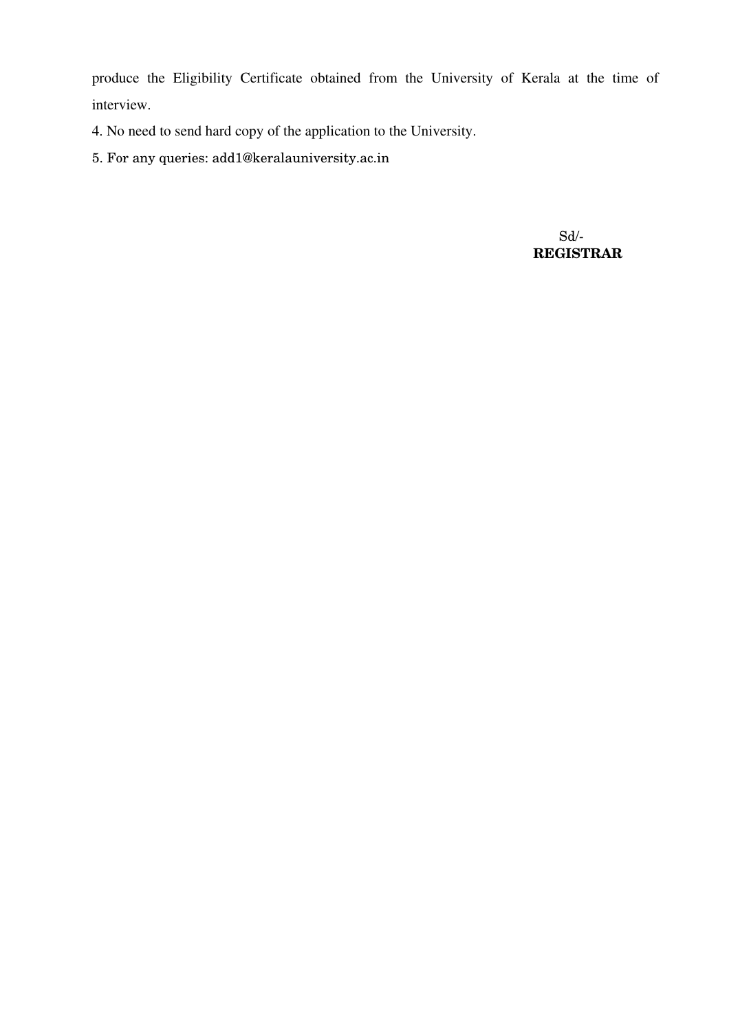produce the Eligibility Certificate obtained from the University of Kerala at the time of interview.

4. No need to send hard copy of the application to the University.

5. For any queries: add1@keralauniversity.ac.in

Sd/-
**REGISTRAR**